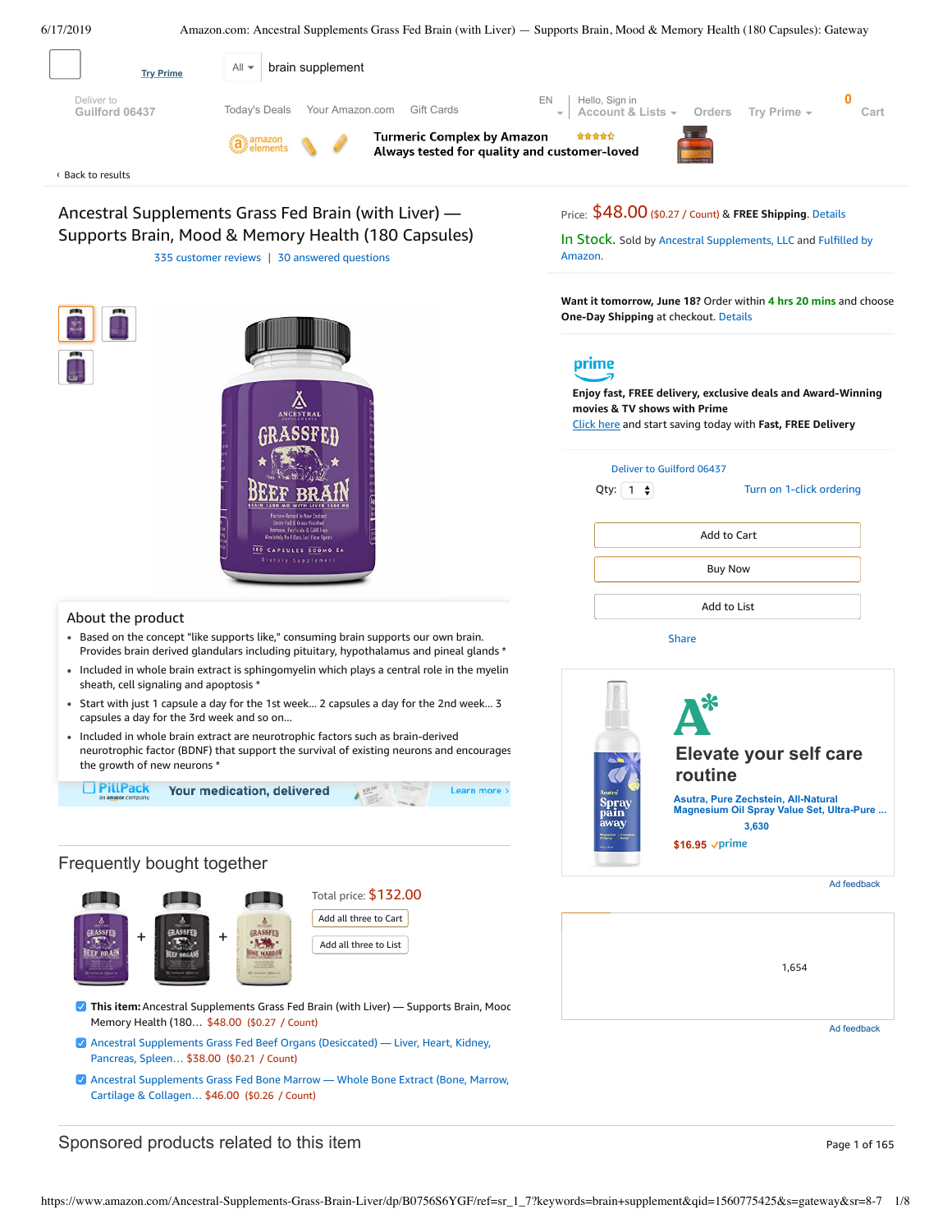Try Prime

All | brain supplement

Deliver to Guilford 06437

Today's Deals · Your Amazon.com · Gift Cards · EN · Hello, Sign in Account & Lists · Orders · Try Prime · 0 Cart

amazon elements — **Turmeric Complex by Amazon** **Always tested for quality and customer-loved**

‹ Back to results

# Ancestral Supplements Grass Fed Brain (with Liver) — Supports Brain, Mood & Memory Health (180 Capsules)

335 customer reviews | 30 answered questions

Price: $48.00 ($0.27 / Count) & **FREE Shipping**. Details

In Stock. Sold by Ancestral Supplements, LLC and Fulfilled by Amazon.

**Want it tomorrow, June 18?** Order within 4 hrs 20 mins and choose **One-Day Shipping** at checkout. Details

prime

**Enjoy fast, FREE delivery, exclusive deals and Award-Winning movies & TV shows with Prime**

Click here and start saving today with **Fast, FREE Delivery**

Deliver to Guilford 06437

Qty: 1 · Turn on 1-click ordering

Add to Cart

Buy Now

Add to List

Share

## About the product

- Based on the concept "like supports like," consuming brain supports our own brain. Provides brain derived glandulars including pituitary, hypothalamus and pineal glands *
- Included in whole brain extract is sphingomyelin which plays a central role in the myelin sheath, cell signaling and apoptosis *
- Start with just 1 capsule a day for the 1st week... 2 capsules a day for the 2nd week... 3 capsules a day for the 3rd week and so on...
- Included in whole brain extract are neurotrophic factors such as brain-derived neurotrophic factor (BDNF) that support the survival of existing neurons and encourages the growth of new neurons *

PillPack an amazon company — Your medication, delivered — Learn more ›

Elevate your self care routine

Asutra, Pure Zechstein, All-Natural Magnesium Oil Spray Value Set, Ultra-Pure ...

3,630

$16.95 prime

Ad feedback

1,654

Ad feedback

## Frequently bought together

Total price: $132.00

Add all three to Cart

Add all three to List

- **This item:** Ancestral Supplements Grass Fed Brain (with Liver) — Supports Brain, Mood Memory Health (180… $48.00 ($0.27 / Count)
- Ancestral Supplements Grass Fed Beef Organs (Desiccated) — Liver, Heart, Kidney, Pancreas, Spleen… $38.00 ($0.21 / Count)
- Ancestral Supplements Grass Fed Bone Marrow — Whole Bone Extract (Bone, Marrow, Cartilage & Collagen… $46.00 ($0.26 / Count)

## Sponsored products related to this item

Page 1 of 165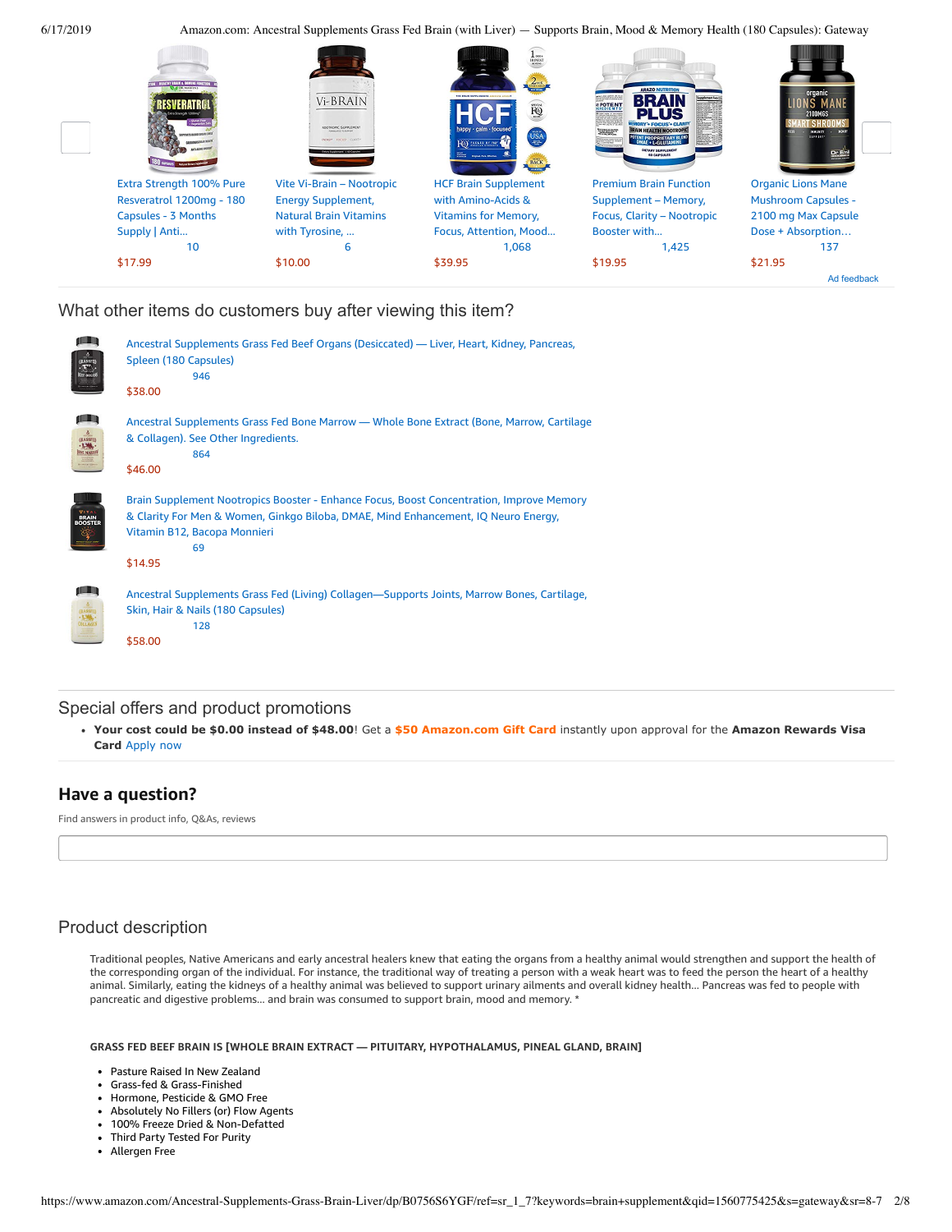Extra Strength 100% Pure Resveratrol 1200mg - 180 Capsules - 3 Months Supply | Anti...
10
$17.99

Vite Vi-Brain – Nootropic Energy Supplement, Natural Brain Vitamins with Tyrosine, ...
6
$10.00

HCF Brain Supplement with Amino-Acids & Vitamins for Memory, Focus, Attention, Mood...
1,068
$39.95

Premium Brain Function Supplement – Memory, Focus, Clarity – Nootropic Booster with...
1,425
$19.95

Organic Lions Mane Mushroom Capsules - 2100 mg Max Capsule Dose + Absorption...
137
$21.95

Ad feedback

## What other items do customers buy after viewing this item?

Ancestral Supplements Grass Fed Beef Organs (Desiccated) — Liver, Heart, Kidney, Pancreas, Spleen (180 Capsules)
946
$38.00

Ancestral Supplements Grass Fed Bone Marrow — Whole Bone Extract (Bone, Marrow, Cartilage & Collagen). See Other Ingredients.
864
$46.00

Brain Supplement Nootropics Booster - Enhance Focus, Boost Concentration, Improve Memory & Clarity For Men & Women, Ginkgo Biloba, DMAE, Mind Enhancement, IQ Neuro Energy, Vitamin B12, Bacopa Monnieri
69
$14.95

Ancestral Supplements Grass Fed (Living) Collagen—Supports Joints, Marrow Bones, Cartilage, Skin, Hair & Nails (180 Capsules)
128
$58.00

## Special offers and product promotions

- **Your cost could be $0.00 instead of $48.00**! Get a **$50 Amazon.com Gift Card** instantly upon approval for the **Amazon Rewards Visa Card** Apply now

## Have a question?

Find answers in product info, Q&As, reviews

## Product description

Traditional peoples, Native Americans and early ancestral healers knew that eating the organs from a healthy animal would strengthen and support the health of the corresponding organ of the individual. For instance, the traditional way of treating a person with a weak heart was to feed the person the heart of a healthy animal. Similarly, eating the kidneys of a healthy animal was believed to support urinary ailments and overall kidney health... Pancreas was fed to people with pancreatic and digestive problems... and brain was consumed to support brain, mood and memory. *

**GRASS FED BEEF BRAIN IS [WHOLE BRAIN EXTRACT — PITUITARY, HYPOTHALAMUS, PINEAL GLAND, BRAIN]**

- Pasture Raised In New Zealand
- Grass-fed & Grass-Finished
- Hormone, Pesticide & GMO Free
- Absolutely No Fillers (or) Flow Agents
- 100% Freeze Dried & Non-Defatted
- Third Party Tested For Purity
- Allergen Free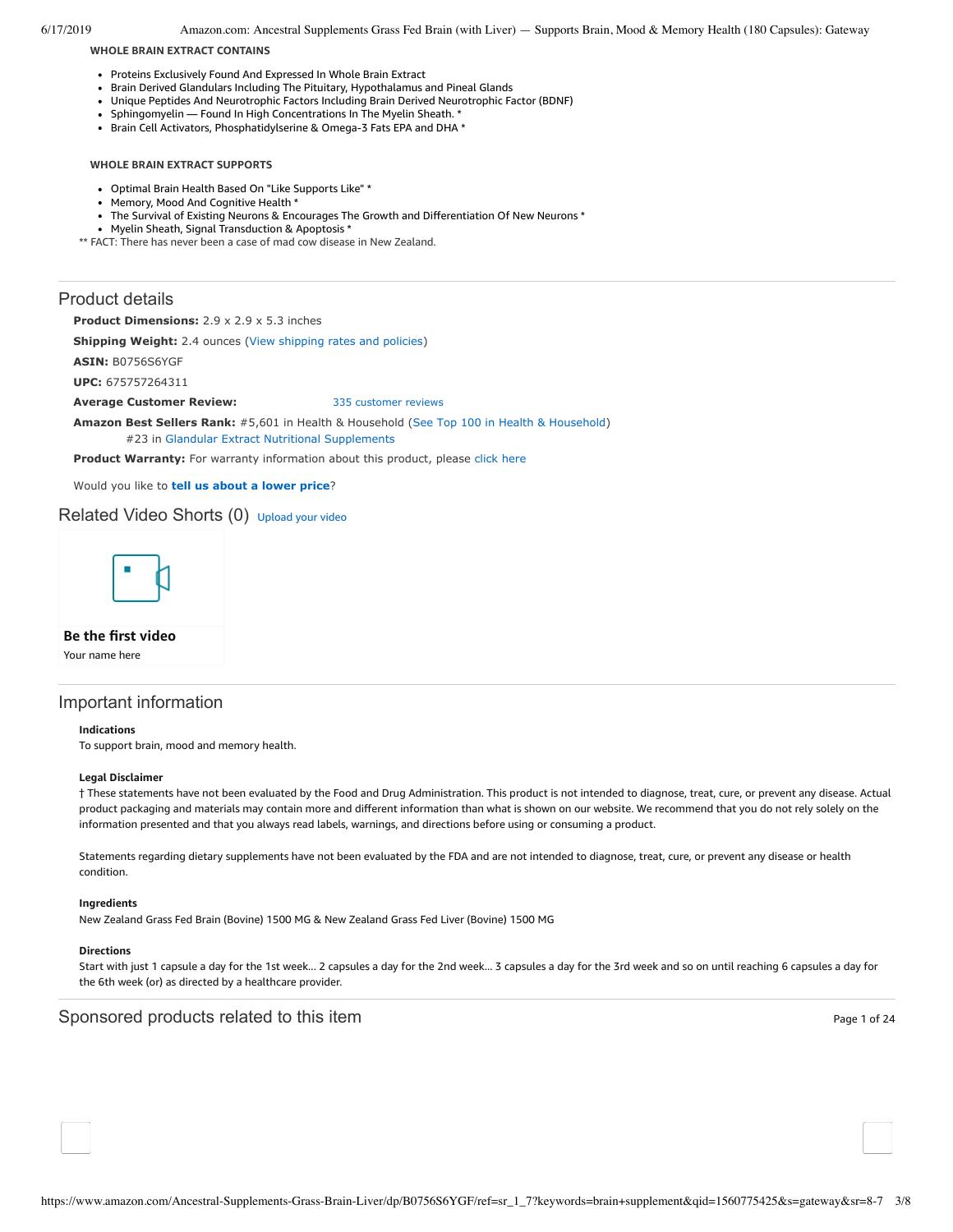**WHOLE BRAIN EXTRACT CONTAINS**

- Proteins Exclusively Found And Expressed In Whole Brain Extract
- Brain Derived Glandulars Including The Pituitary, Hypothalamus and Pineal Glands
- Unique Peptides And Neurotrophic Factors Including Brain Derived Neurotrophic Factor (BDNF)
- Sphingomyelin — Found In High Concentrations In The Myelin Sheath. *
- Brain Cell Activators, Phosphatidylserine & Omega-3 Fats EPA and DHA *

**WHOLE BRAIN EXTRACT SUPPORTS**

- Optimal Brain Health Based On "Like Supports Like" *
- Memory, Mood And Cognitive Health *
- The Survival of Existing Neurons & Encourages The Growth and Differentiation Of New Neurons *
- Myelin Sheath, Signal Transduction & Apoptosis *

** FACT: There has never been a case of mad cow disease in New Zealand.

## Product details

**Product Dimensions:** 2.9 x 2.9 x 5.3 inches

**Shipping Weight:** 2.4 ounces (View shipping rates and policies)

**ASIN:** B0756S6YGF

**UPC:** 675757264311

**Average Customer Review:** 335 customer reviews

**Amazon Best Sellers Rank:** #5,601 in Health & Household (See Top 100 in Health & Household)
#23 in Glandular Extract Nutritional Supplements

**Product Warranty:** For warranty information about this product, please click here

Would you like to **tell us about a lower price**?

## Related Video Shorts (0) Upload your video

**Be the first video**

Your name here

## Important information

**Indications**

To support brain, mood and memory health.

**Legal Disclaimer**

† These statements have not been evaluated by the Food and Drug Administration. This product is not intended to diagnose, treat, cure, or prevent any disease. Actual product packaging and materials may contain more and different information than what is shown on our website. We recommend that you do not rely solely on the information presented and that you always read labels, warnings, and directions before using or consuming a product.

Statements regarding dietary supplements have not been evaluated by the FDA and are not intended to diagnose, treat, cure, or prevent any disease or health condition.

**Ingredients**

New Zealand Grass Fed Brain (Bovine) 1500 MG & New Zealand Grass Fed Liver (Bovine) 1500 MG

**Directions**

Start with just 1 capsule a day for the 1st week... 2 capsules a day for the 2nd week... 3 capsules a day for the 3rd week and so on until reaching 6 capsules a day for the 6th week (or) as directed by a healthcare provider.

## Sponsored products related to this item

Page 1 of 24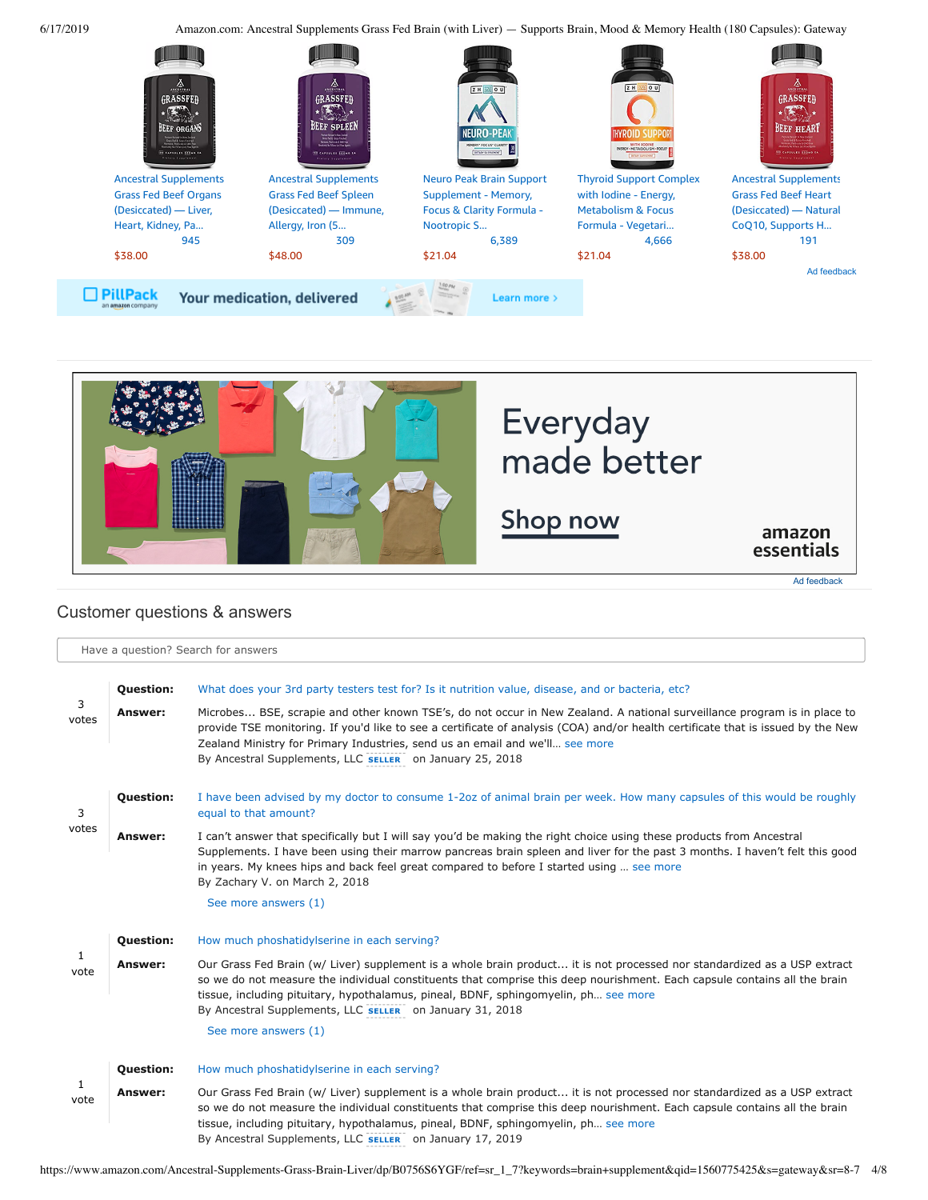Ancestral Supplements Grass Fed Beef Organs (Desiccated) — Liver, Heart, Kidney, Pa... 945 $38.00

Ancestral Supplements Grass Fed Beef Spleen (Desiccated) — Immune, Allergy, Iron (5... 309 $48.00

Neuro Peak Brain Support Supplement - Memory, Focus & Clarity Formula - Nootropic S... 6,389 $21.04

Thyroid Support Complex with Iodine - Energy, Metabolism & Focus Formula - Vegetari... 4,666 $21.04

Ancestral Supplements Grass Fed Beef Heart (Desiccated) — Natural CoQ10, Supports H... 191 $38.00

Ad feedback

PillPack an amazon company Your medication, delivered Learn more ›

Everyday made better

Shop now

amazon essentials

Ad feedback

## Customer questions & answers

Have a question? Search for answers

3 votes

**Question:** What does your 3rd party testers test for? Is it nutrition value, disease, and or bacteria, etc?

**Answer:** Microbes... BSE, scrapie and other known TSE's, do not occur in New Zealand. A national surveillance program is in place to provide TSE monitoring. If you'd like to see a certificate of analysis (COA) and/or health certificate that is issued by the New Zealand Ministry for Primary Industries, send us an email and we'll... see more

By Ancestral Supplements, LLC SELLER on January 25, 2018

3 votes

**Question:** I have been advised by my doctor to consume 1-2oz of animal brain per week. How many capsules of this would be roughly equal to that amount?

**Answer:** I can't answer that specifically but I will say you'd be making the right choice using these products from Ancestral Supplements. I have been using their marrow pancreas brain spleen and liver for the past 3 months. I haven't felt this good in years. My knees hips and back feel great compared to before I started using … see more

By Zachary V. on March 2, 2018

See more answers (1)

1 vote

**Question:** How much phoshatidylserine in each serving?

**Answer:** Our Grass Fed Brain (w/ Liver) supplement is a whole brain product... it is not processed nor standardized as a USP extract so we do not measure the individual constituents that comprise this deep nourishment. Each capsule contains all the brain tissue, including pituitary, hypothalamus, pineal, BDNF, sphingomyelin, ph... see more

By Ancestral Supplements, LLC SELLER on January 31, 2018

See more answers (1)

1 vote

**Question:** How much phoshatidylserine in each serving?

**Answer:** Our Grass Fed Brain (w/ Liver) supplement is a whole brain product... it is not processed nor standardized as a USP extract so we do not measure the individual constituents that comprise this deep nourishment. Each capsule contains all the brain tissue, including pituitary, hypothalamus, pineal, BDNF, sphingomyelin, ph... see more

By Ancestral Supplements, LLC SELLER on January 17, 2019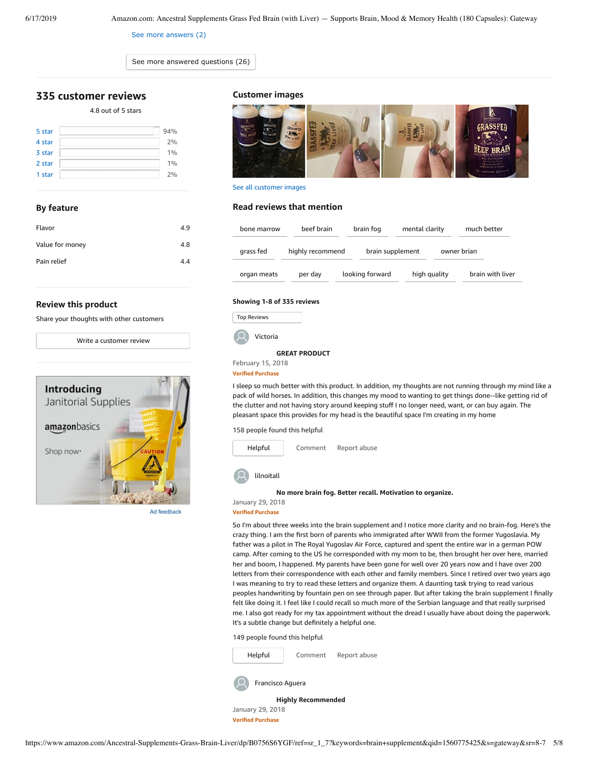See more answers (2)

See more answered questions (26)

## 335 customer reviews

4.8 out of 5 stars

| | |
|---|---|
| 5 star | 94% |
| 4 star | 2% |
| 3 star | 1% |
| 2 star | 1% |
| 1 star | 2% |

### By feature

| | |
|---|---|
| Flavor | 4.9 |
| Value for money | 4.8 |
| Pain relief | 4.4 |

### Review this product

Share your thoughts with other customers

Write a customer review

**Introducing** Janitorial Supplies

amazonbasics

Shop now›

Ad feedback

### Customer images

See all customer images

### Read reviews that mention

bone marrow | beef brain | brain fog | mental clarity | much better | grass fed | highly recommend | brain supplement | owner brian | organ meats | per day | looking forward | high quality | brain with liver

**Showing 1-8 of 335 reviews**

Top Reviews

Victoria

**GREAT PRODUCT**

February 15, 2018

Verified Purchase

I sleep so much better with this product. In addition, my thoughts are not running through my mind like a pack of wild horses. In addition, this changes my mood to wanting to get things done--like getting rid of the clutter and not having story around keeping stuff I no longer need, want, or can buy again. The pleasant space this provides for my head is the beautiful space I'm creating in my home

158 people found this helpful

Helpful | Comment | Report abuse

lilnoitall

**No more brain fog. Better recall. Motivation to organize.**

January 29, 2018

Verified Purchase

So I'm about three weeks into the brain supplement and I notice more clarity and no brain-fog. Here's the crazy thing. I am the first born of parents who immigrated after WWII from the former Yugoslavia. My father was a pilot in The Royal Yugoslav Air Force, captured and spent the entire war in a german POW camp. After coming to the US he corresponded with my mom to be, then brought her over here, married her and boom, I happened. My parents have been gone for well over 20 years now and I have over 200 letters from their correspondence with each other and family members. Since I retired over two years ago I was meaning to try to read these letters and organize them. A daunting task trying to read various peoples handwriting by fountain pen on see through paper. But after taking the brain supplement I finally felt like doing it. I feel like I could recall so much more of the Serbian language and that really surprised me. I also got ready for my tax appointment without the dread I usually have about doing the paperwork. It's a subtle change but definitely a helpful one.

149 people found this helpful

Helpful | Comment | Report abuse

Francisco Aguera

**Highly Recommended**

January 29, 2018

Verified Purchase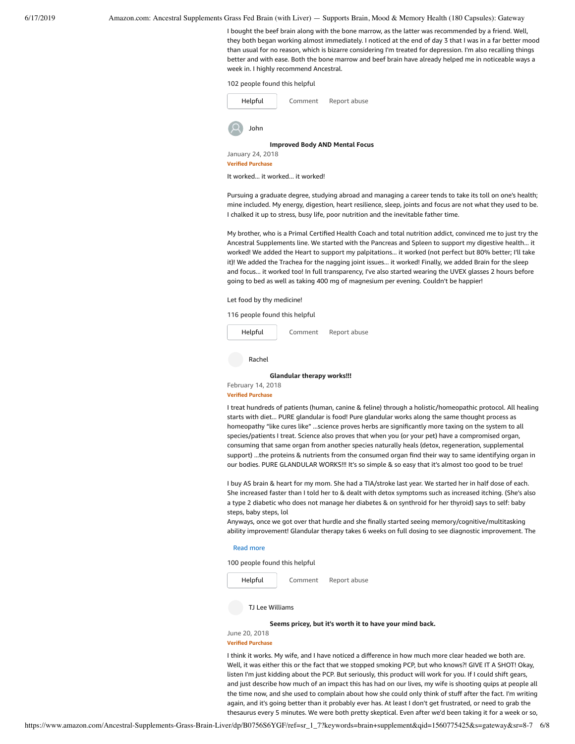I bought the beef brain along with the bone marrow, as the latter was recommended by a friend. Well, they both began working almost immediately. I noticed at the end of day 3 that I was in a far better mood than usual for no reason, which is bizarre considering I'm treated for depression. I'm also recalling things better and with ease. Both the bone marrow and beef brain have already helped me in noticeable ways a week in. I highly recommend Ancestral.

102 people found this helpful

Helpful Comment Report abuse

John

**Improved Body AND Mental Focus**

January 24, 2018

**Verified Purchase**

It worked... it worked... it worked!

Pursuing a graduate degree, studying abroad and managing a career tends to take its toll on one's health; mine included. My energy, digestion, heart resilience, sleep, joints and focus are not what they used to be. I chalked it up to stress, busy life, poor nutrition and the inevitable father time.

My brother, who is a Primal Certified Health Coach and total nutrition addict, convinced me to just try the Ancestral Supplements line. We started with the Pancreas and Spleen to support my digestive health... it worked! We added the Heart to support my palpitations... it worked (not perfect but 80% better; I'll take it)! We added the Trachea for the nagging joint issues... it worked! Finally, we added Brain for the sleep and focus... it worked too! In full transparency, I've also started wearing the UVEX glasses 2 hours before going to bed as well as taking 400 mg of magnesium per evening. Couldn't be happier!

Let food by thy medicine!

116 people found this helpful

Helpful Comment Report abuse

Rachel

**Glandular therapy works!!!**

February 14, 2018

**Verified Purchase**

I treat hundreds of patients (human, canine & feline) through a holistic/homeopathic protocol. All healing starts with diet... PURE glandular is food! Pure glandular works along the same thought process as homeopathy "like cures like" ...science proves herbs are significantly more taxing on the system to all species/patients I treat. Science also proves that when you (or your pet) have a compromised organ, consuming that same organ from another species naturally heals (detox, regeneration, supplemental support) ...the proteins & nutrients from the consumed organ find their way to same identifying organ in our bodies. PURE GLANDULAR WORKS!!! It's so simple & so easy that it's almost too good to be true!

I buy AS brain & heart for my mom. She had a TIA/stroke last year. We started her in half dose of each. She increased faster than I told her to & dealt with detox symptoms such as increased itching. (She's also a type 2 diabetic who does not manage her diabetes & on synthroid for her thyroid) says to self: baby steps, baby steps, lol
Anyways, once we got over that hurdle and she finally started seeing memory/cognitive/multitasking ability improvement! Glandular therapy takes 6 weeks on full dosing to see diagnostic improvement. The

Read more

100 people found this helpful

Helpful Comment Report abuse

TJ Lee Williams

**Seems pricey, but it's worth it to have your mind back.**

June 20, 2018

**Verified Purchase**

I think it works. My wife, and I have noticed a difference in how much more clear headed we both are. Well, it was either this or the fact that we stopped smoking PCP, but who knows?! GIVE IT A SHOT! Okay, listen I'm just kidding about the PCP. But seriously, this product will work for you. If I could shift gears, and just describe how much of an impact this has had on our lives, my wife is shooting quips at people all the time now, and she used to complain about how she could only think of stuff after the fact. I'm writing again, and it's going better than it probably ever has. At least I don't get frustrated, or need to grab the thesaurus every 5 minutes. We were both pretty skeptical. Even after we'd been taking it for a week or so,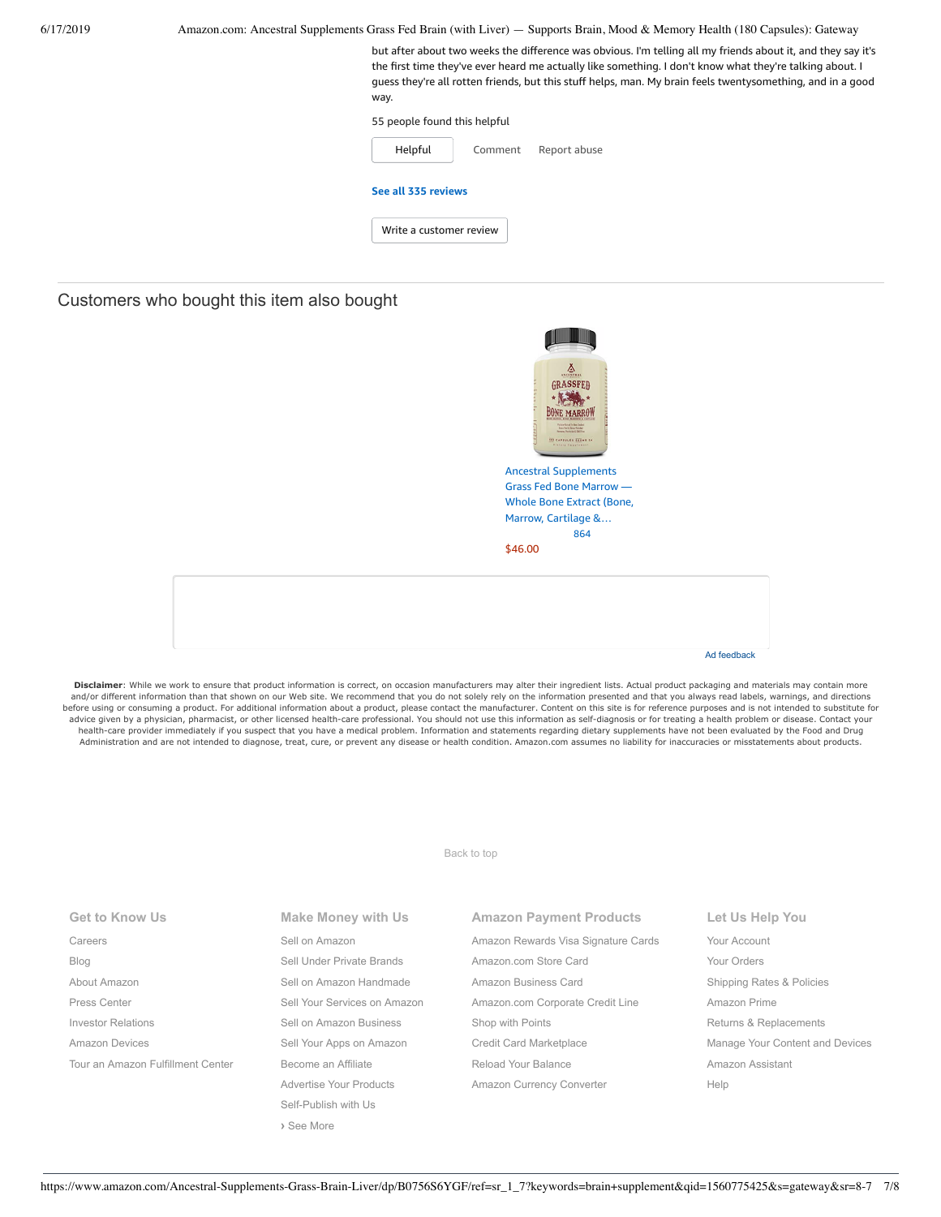but after about two weeks the difference was obvious. I'm telling all my friends about it, and they say it's the first time they've ever heard me actually like something. I don't know what they're talking about. I guess they're all rotten friends, but this stuff helps, man. My brain feels twentysomething, and in a good way.

55 people found this helpful

Helpful | Comment | Report abuse

**See all 335 reviews**

Write a customer review

## Customers who bought this item also bought

Ancestral Supplements Grass Fed Bone Marrow — Whole Bone Extract (Bone, Marrow, Cartilage &…
864
$46.00

Ad feedback

**Disclaimer**: While we work to ensure that product information is correct, on occasion manufacturers may alter their ingredient lists. Actual product packaging and materials may contain more and/or different information than that shown on our Web site. We recommend that you do not solely rely on the information presented and that you always read labels, warnings, and directions before using or consuming a product. For additional information about a product, please contact the manufacturer. Content on this site is for reference purposes and is not intended to substitute for advice given by a physician, pharmacist, or other licensed health-care professional. You should not use this information as self-diagnosis or for treating a health problem or disease. Contact your health-care provider immediately if you suspect that you have a medical problem. Information and statements regarding dietary supplements have not been evaluated by the Food and Drug Administration and are not intended to diagnose, treat, cure, or prevent any disease or health condition. Amazon.com assumes no liability for inaccuracies or misstatements about products.

Back to top

### Get to Know Us

- Careers
- Blog
- About Amazon
- Press Center
- Investor Relations
- Amazon Devices
- Tour an Amazon Fulfillment Center

### Make Money with Us

- Sell on Amazon
- Sell Under Private Brands
- Sell on Amazon Handmade
- Sell Your Services on Amazon
- Sell on Amazon Business
- Sell Your Apps on Amazon
- Become an Affiliate
- Advertise Your Products
- Self-Publish with Us
- › See More

### Amazon Payment Products

- Amazon Rewards Visa Signature Cards
- Amazon.com Store Card
- Amazon Business Card
- Amazon.com Corporate Credit Line
- Shop with Points
- Credit Card Marketplace
- Reload Your Balance
- Amazon Currency Converter

### Let Us Help You

- Your Account
- Your Orders
- Shipping Rates & Policies
- Amazon Prime
- Returns & Replacements
- Manage Your Content and Devices
- Amazon Assistant
- Help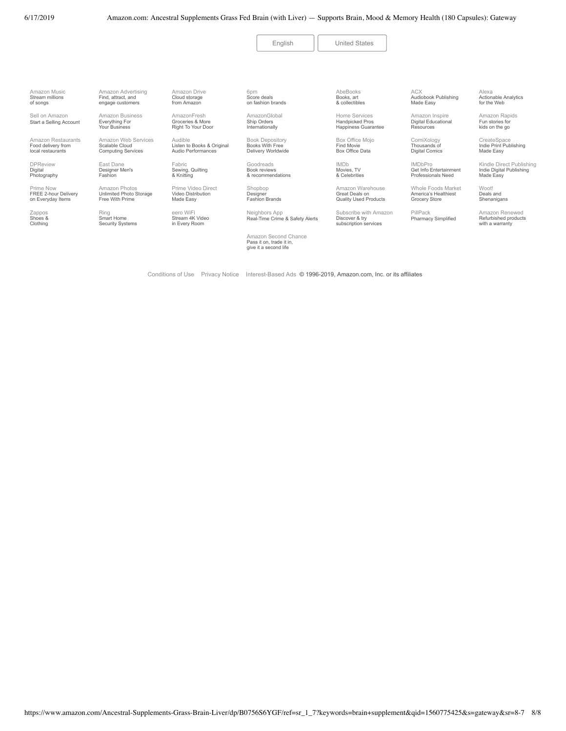English United States

| | | | | | | |
|---|---|---|---|---|---|---|
| Amazon Music<br>Stream millions of songs | Amazon Advertising<br>Find, attract, and engage customers | Amazon Drive<br>Cloud storage from Amazon | 6pm<br>Score deals on fashion brands | AbeBooks<br>Books, art & collectibles | ACX<br>Audiobook Publishing Made Easy | Alexa<br>Actionable Analytics for the Web |
| Sell on Amazon<br>Start a Selling Account | Amazon Business<br>Everything For Your Business | AmazonFresh<br>Groceries & More Right To Your Door | AmazonGlobal<br>Ship Orders Internationally | Home Services<br>Handpicked Pros Happiness Guarantee | Amazon Inspire<br>Digital Educational Resources | Amazon Rapids<br>Fun stories for kids on the go |
| Amazon Restaurants<br>Food delivery from local restaurants | Amazon Web Services<br>Scalable Cloud Computing Services | Audible<br>Listen to Books & Original Audio Performances | Book Depository<br>Books With Free Delivery Worldwide | Box Office Mojo<br>Find Movie Box Office Data | ComiXology<br>Thousands of Digital Comics | CreateSpace<br>Indie Print Publishing Made Easy |
| DPReview<br>Digital Photography | East Dane<br>Designer Men's Fashion | Fabric<br>Sewing, Quilting & Knitting | Goodreads<br>Book reviews & recommendations | IMDb<br>Movies, TV & Celebrities | IMDbPro<br>Get Info Entertainment Professionals Need | Kindle Direct Publishing<br>Indie Digital Publishing Made Easy |
| Prime Now<br>FREE 2-hour Delivery on Everyday Items | Amazon Photos<br>Unlimited Photo Storage Free With Prime | Prime Video Direct<br>Video Distribution Made Easy | Shopbop<br>Designer Fashion Brands | Amazon Warehouse<br>Great Deals on Quality Used Products | Whole Foods Market<br>America's Healthiest Grocery Store | Woot!<br>Deals and Shenanigans |
| Zappos<br>Shoes & Clothing | Ring<br>Smart Home Security Systems | eero WiFi<br>Stream 4K Video in Every Room | Neighbors App<br>Real-Time Crime & Safety Alerts | Subscribe with Amazon<br>Discover & try subscription services | PillPack<br>Pharmacy Simplified | Amazon Renewed<br>Refurbished products with a warranty |
| | | | Amazon Second Chance<br>Pass it on, trade it in, give it a second life | | | |

Conditions of Use Privacy Notice Interest-Based Ads © 1996-2019, Amazon.com, Inc. or its affiliates